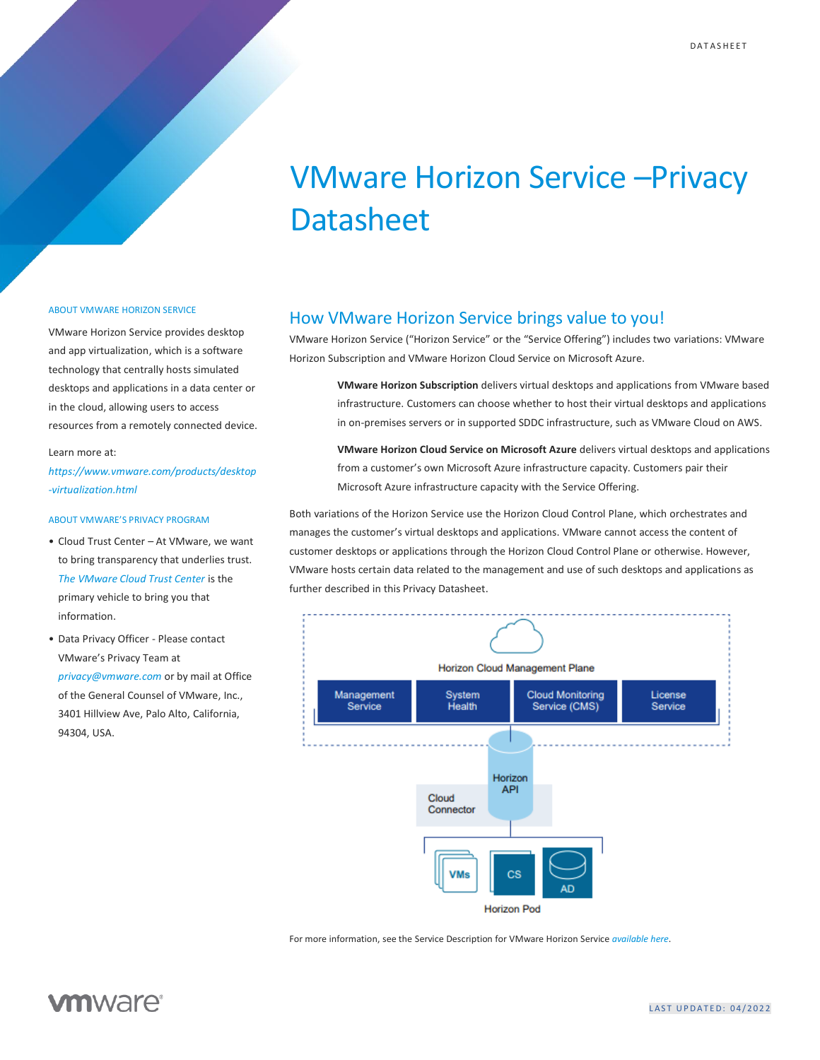DATASHEET

# VMware Horizon Service –Privacy Datasheet

## How VMware Horizon Service brings value to you!

VMware Horizon Service ("Horizon Service" or the "Service Offering") includes two variations: VMware Horizon Subscription and VMware Horizon Cloud Service on Microsoft Azure.

**VMware Horizon Subscription** delivers virtual desktops and applications from VMware based infrastructure. Customers can choose whether to host their virtual desktops and applications in on-premises servers or in supported SDDC infrastructure, such as VMware Cloud on AWS.

**VMware Horizon Cloud Service on Microsoft Azure** delivers virtual desktops and applications from a customer's own Microsoft Azure infrastructure capacity. Customers pair their Microsoft Azure infrastructure capacity with the Service Offering.

Both variations of the Horizon Service use the Horizon Cloud Control Plane, which orchestrates and manages the customer's virtual desktops and applications. VMware cannot access the content of customer desktops or applications through the Horizon Cloud Control Plane or otherwise. However, VMware hosts certain data related to the management and use of such desktops and applications as further described in this Privacy Datasheet.

Horizon Cloud Management Plane

Management Service

System Health

Cloud Monitoring Service (CMS)

License Service

Horizon API

Cloud Connector

VMs

CS

AD

Horizon Pod

For more information, see the Service Description for VMware Horizon Service *available here*.

### ABOUT VMWARE HORIZON SERVICE

VMware Horizon Service provides desktop and app virtualization, which is a software technology that centrally hosts simulated desktops and applications in a data center or in the cloud, allowing users to access resources from a remotely connected device.

Learn more at:

*https://www.vmware.com/products/desktop-virtualization.html*

### ABOUT VMWARE'S PRIVACY PROGRAM

- Cloud Trust Center – At VMware, we want to bring transparency that underlies trust. *The VMware Cloud Trust Center* is the primary vehicle to bring you that information.
- Data Privacy Officer - Please contact VMware's Privacy Team at *privacy@vmware.com* or by mail at Office of the General Counsel of VMware, Inc., 3401 Hillview Ave, Palo Alto, California, 94304, USA.

LAST UPDATED: 04/2022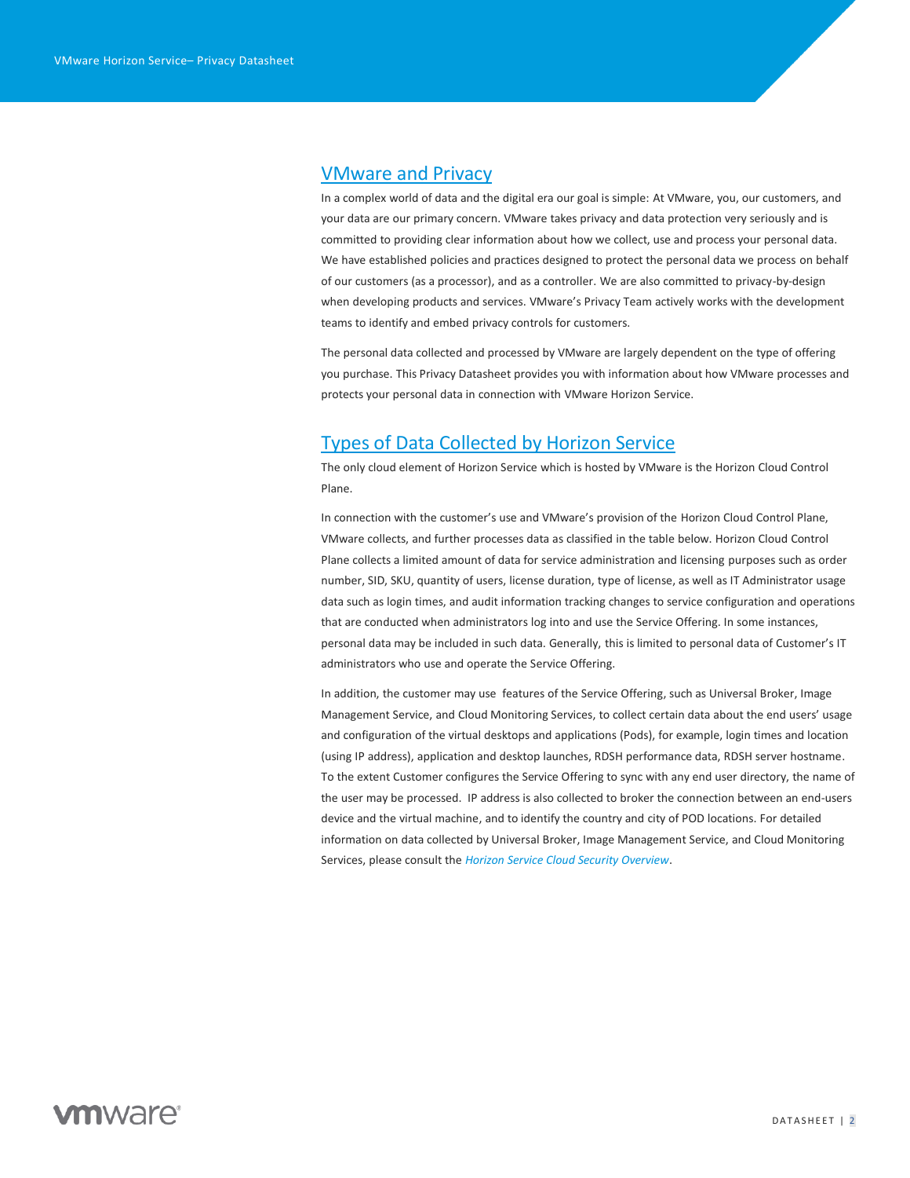## VMware and Privacy

In a complex world of data and the digital era our goal is simple: At VMware, you, our customers, and your data are our primary concern. VMware takes privacy and data protection very seriously and is committed to providing clear information about how we collect, use and process your personal data. We have established policies and practices designed to protect the personal data we process on behalf of our customers (as a processor), and as a controller. We are also committed to privacy-by-design when developing products and services. VMware's Privacy Team actively works with the development teams to identify and embed privacy controls for customers.

The personal data collected and processed by VMware are largely dependent on the type of offering you purchase. This Privacy Datasheet provides you with information about how VMware processes and protects your personal data in connection with VMware Horizon Service.

## Types of Data Collected by Horizon Service

The only cloud element of Horizon Service which is hosted by VMware is the Horizon Cloud Control Plane.

In connection with the customer's use and VMware's provision of the Horizon Cloud Control Plane, VMware collects, and further processes data as classified in the table below. Horizon Cloud Control Plane collects a limited amount of data for service administration and licensing purposes such as order number, SID, SKU, quantity of users, license duration, type of license, as well as IT Administrator usage data such as login times, and audit information tracking changes to service configuration and operations that are conducted when administrators log into and use the Service Offering. In some instances, personal data may be included in such data. Generally, this is limited to personal data of Customer's IT administrators who use and operate the Service Offering.

In addition, the customer may use features of the Service Offering, such as Universal Broker, Image Management Service, and Cloud Monitoring Services, to collect certain data about the end users' usage and configuration of the virtual desktops and applications (Pods), for example, login times and location (using IP address), application and desktop launches, RDSH performance data, RDSH server hostname. To the extent Customer configures the Service Offering to sync with any end user directory, the name of the user may be processed. IP address is also collected to broker the connection between an end-users device and the virtual machine, and to identify the country and city of POD locations. For detailed information on data collected by Universal Broker, Image Management Service, and Cloud Monitoring Services, please consult the *Horizon Service Cloud Security Overview*.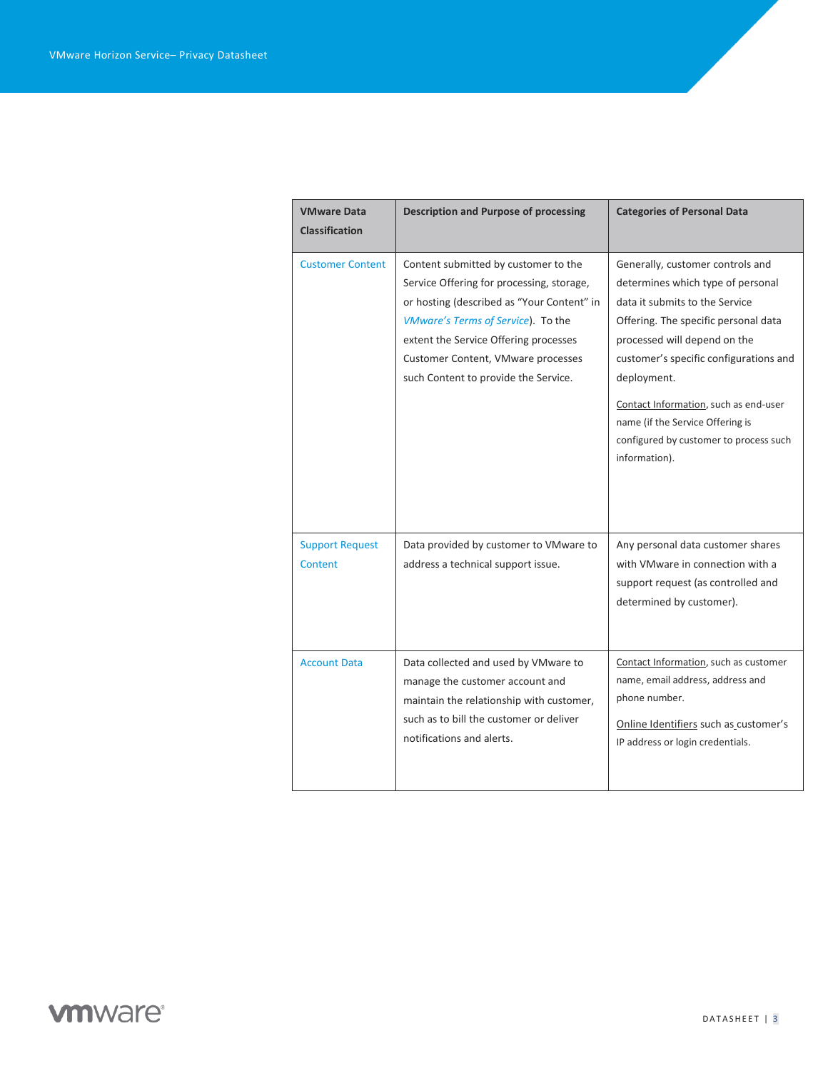| VMware Data Classification | Description and Purpose of processing | Categories of Personal Data |
| --- | --- | --- |
| Customer Content | Content submitted by customer to the Service Offering for processing, storage, or hosting (described as "Your Content" in *VMware's Terms of Service*). To the extent the Service Offering processes Customer Content, VMware processes such Content to provide the Service. | Generally, customer controls and determines which type of personal data it submits to the Service Offering. The specific personal data processed will depend on the customer's specific configurations and deployment.<br><br>Contact Information, such as end-user name (if the Service Offering is configured by customer to process such information). |
| Support Request Content | Data provided by customer to VMware to address a technical support issue. | Any personal data customer shares with VMware in connection with a support request (as controlled and determined by customer). |
| Account Data | Data collected and used by VMware to manage the customer account and maintain the relationship with customer, such as to bill the customer or deliver notifications and alerts. | Contact Information, such as customer name, email address, address and phone number.<br><br>Online Identifiers such as customer's IP address or login credentials. |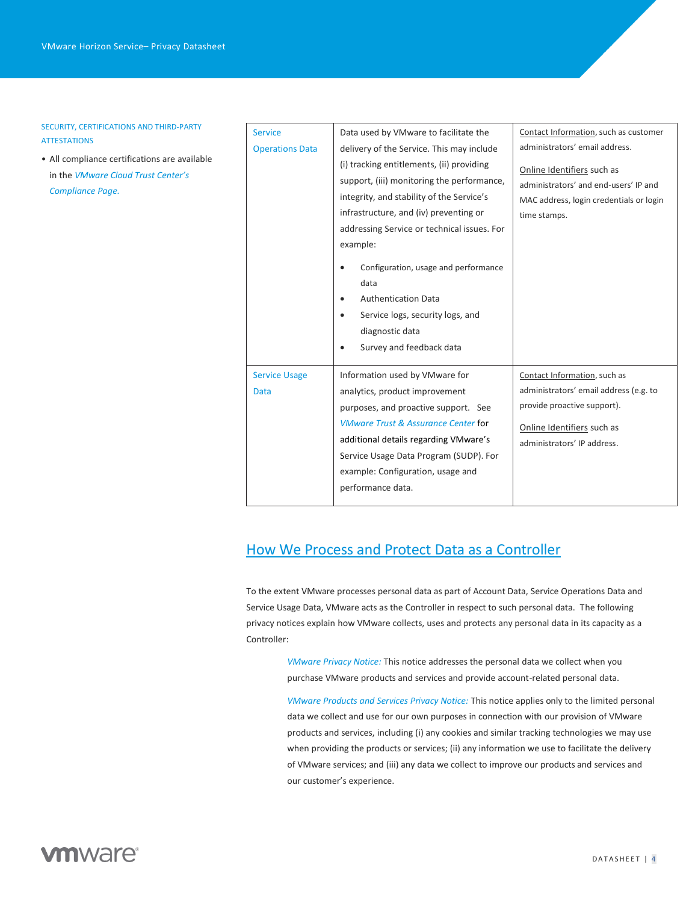SECURITY, CERTIFICATIONS AND THIRD-PARTY ATTESTATIONS

- All compliance certifications are available in the *VMware Cloud Trust Center's Compliance Page.*

| | | |
|---|---|---|
| Service Operations Data | Data used by VMware to facilitate the delivery of the Service. This may include (i) tracking entitlements, (ii) providing support, (iii) monitoring the performance, integrity, and stability of the Service's infrastructure, and (iv) preventing or addressing Service or technical issues. For example: <br>• Configuration, usage and performance data<br>• Authentication Data<br>• Service logs, security logs, and diagnostic data<br>• Survey and feedback data | Contact Information, such as customer administrators' email address.<br><br>Online Identifiers such as administrators' and end-users' IP and MAC address, login credentials or login time stamps. |
| Service Usage Data | Information used by VMware for analytics, product improvement purposes, and proactive support. See *VMware Trust & Assurance Center* for additional details regarding VMware's Service Usage Data Program (SUDP). For example: Configuration, usage and performance data. | Contact Information, such as administrators' email address (e.g. to provide proactive support).<br><br>Online Identifiers such as administrators' IP address. |

## How We Process and Protect Data as a Controller

To the extent VMware processes personal data as part of Account Data, Service Operations Data and Service Usage Data, VMware acts as the Controller in respect to such personal data. The following privacy notices explain how VMware collects, uses and protects any personal data in its capacity as a Controller:

*VMware Privacy Notice:* This notice addresses the personal data we collect when you purchase VMware products and services and provide account-related personal data.

*VMware Products and Services Privacy Notice:* This notice applies only to the limited personal data we collect and use for our own purposes in connection with our provision of VMware products and services, including (i) any cookies and similar tracking technologies we may use when providing the products or services; (ii) any information we use to facilitate the delivery of VMware services; and (iii) any data we collect to improve our products and services and our customer's experience.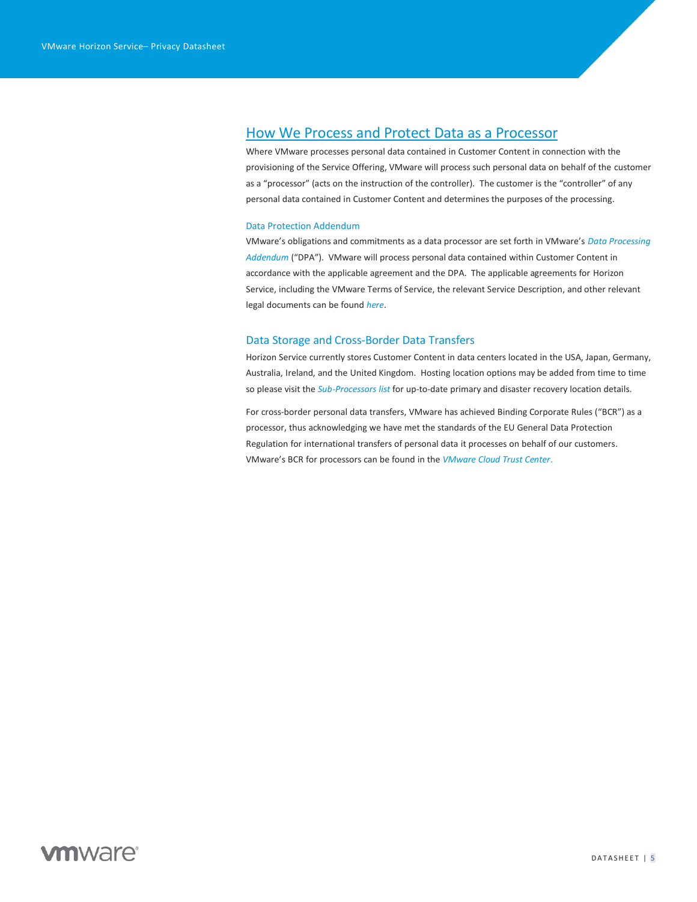## How We Process and Protect Data as a Processor

Where VMware processes personal data contained in Customer Content in connection with the provisioning of the Service Offering, VMware will process such personal data on behalf of the customer as a "processor" (acts on the instruction of the controller). The customer is the "controller" of any personal data contained in Customer Content and determines the purposes of the processing.

### Data Protection Addendum

VMware's obligations and commitments as a data processor are set forth in VMware's *Data Processing Addendum* ("DPA"). VMware will process personal data contained within Customer Content in accordance with the applicable agreement and the DPA. The applicable agreements for Horizon Service, including the VMware Terms of Service, the relevant Service Description, and other relevant legal documents can be found *here*.

### Data Storage and Cross-Border Data Transfers

Horizon Service currently stores Customer Content in data centers located in the USA, Japan, Germany, Australia, Ireland, and the United Kingdom. Hosting location options may be added from time to time so please visit the *Sub-Processors list* for up-to-date primary and disaster recovery location details.

For cross-border personal data transfers, VMware has achieved Binding Corporate Rules ("BCR") as a processor, thus acknowledging we have met the standards of the EU General Data Protection Regulation for international transfers of personal data it processes on behalf of our customers. VMware's BCR for processors can be found in the *VMware Cloud Trust Center*.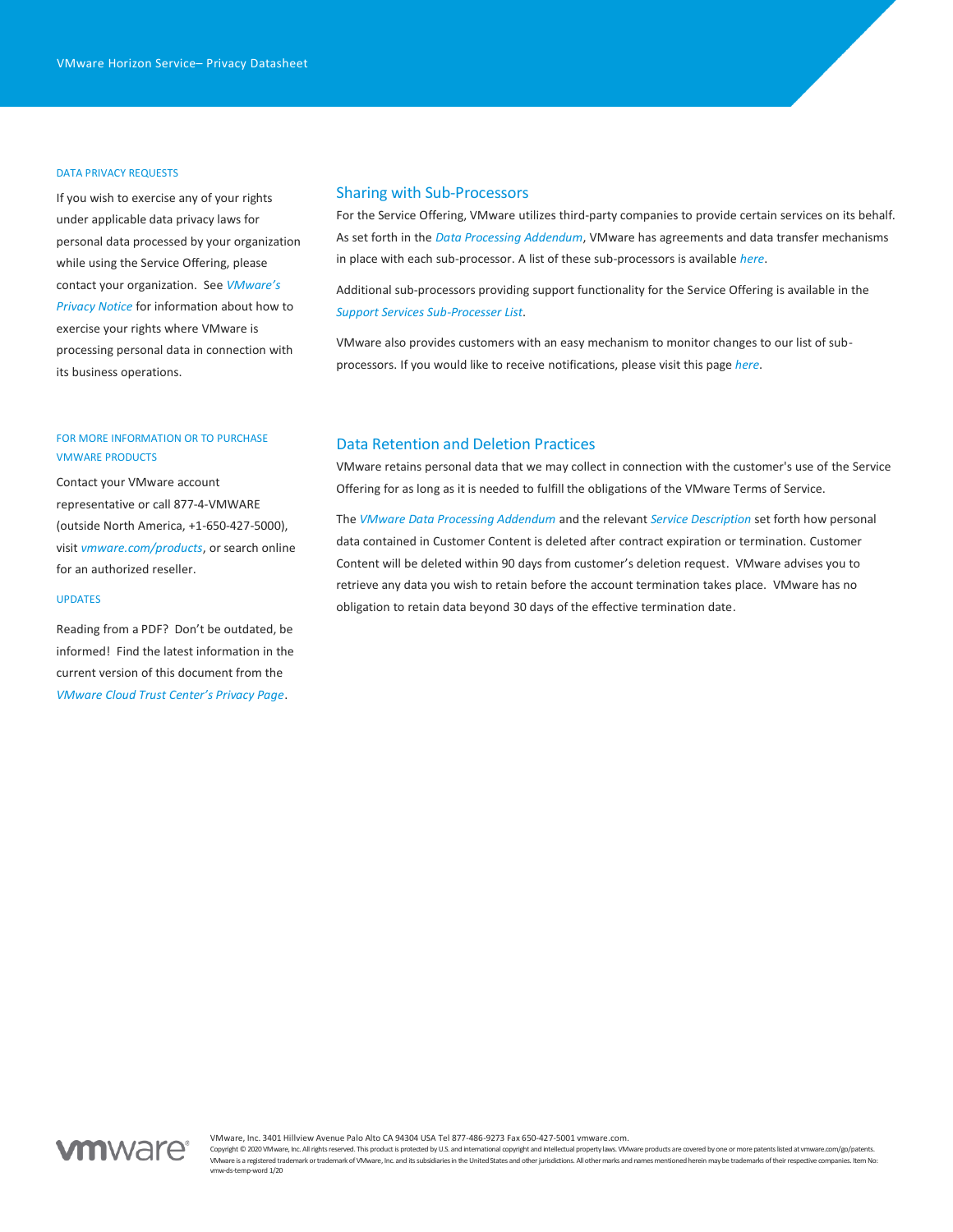### DATA PRIVACY REQUESTS

If you wish to exercise any of your rights under applicable data privacy laws for personal data processed by your organization while using the Service Offering, please contact your organization. See *VMware's Privacy Notice* for information about how to exercise your rights where VMware is processing personal data in connection with its business operations.

### FOR MORE INFORMATION OR TO PURCHASE VMWARE PRODUCTS

Contact your VMware account representative or call 877-4-VMWARE (outside North America, +1-650-427-5000), visit *vmware.com/products*, or search online for an authorized reseller.

### UPDATES

Reading from a PDF? Don't be outdated, be informed! Find the latest information in the current version of this document from the *VMware Cloud Trust Center's Privacy Page*.

## Sharing with Sub-Processors

For the Service Offering, VMware utilizes third-party companies to provide certain services on its behalf. As set forth in the *Data Processing Addendum*, VMware has agreements and data transfer mechanisms in place with each sub-processor. A list of these sub-processors is available *here*.

Additional sub-processors providing support functionality for the Service Offering is available in the *Support Services Sub-Processer List*.

VMware also provides customers with an easy mechanism to monitor changes to our list of sub-processors. If you would like to receive notifications, please visit this page *here*.

## Data Retention and Deletion Practices

VMware retains personal data that we may collect in connection with the customer's use of the Service Offering for as long as it is needed to fulfill the obligations of the VMware Terms of Service.

The *VMware Data Processing Addendum* and the relevant *Service Description* set forth how personal data contained in Customer Content is deleted after contract expiration or termination. Customer Content will be deleted within 90 days from customer's deletion request. VMware advises you to retrieve any data you wish to retain before the account termination takes place. VMware has no obligation to retain data beyond 30 days of the effective termination date.

VMware, Inc. 3401 Hillview Avenue Palo Alto CA 94304 USA Tel 877-486-9273 Fax 650-427-5001 vmware.com.
Copyright © 2020 VMware, Inc. All rights reserved. This product is protected by U.S. and international copyright and intellectual property laws. VMware products are covered by one or more patents listed at vmware.com/go/patents. VMware is a registered trademark or trademark of VMware, Inc. and its subsidiaries in the United States and other jurisdictions. All other marks and names mentioned herein may be trademarks of their respective companies. Item No: vmw-ds-temp-word 1/20